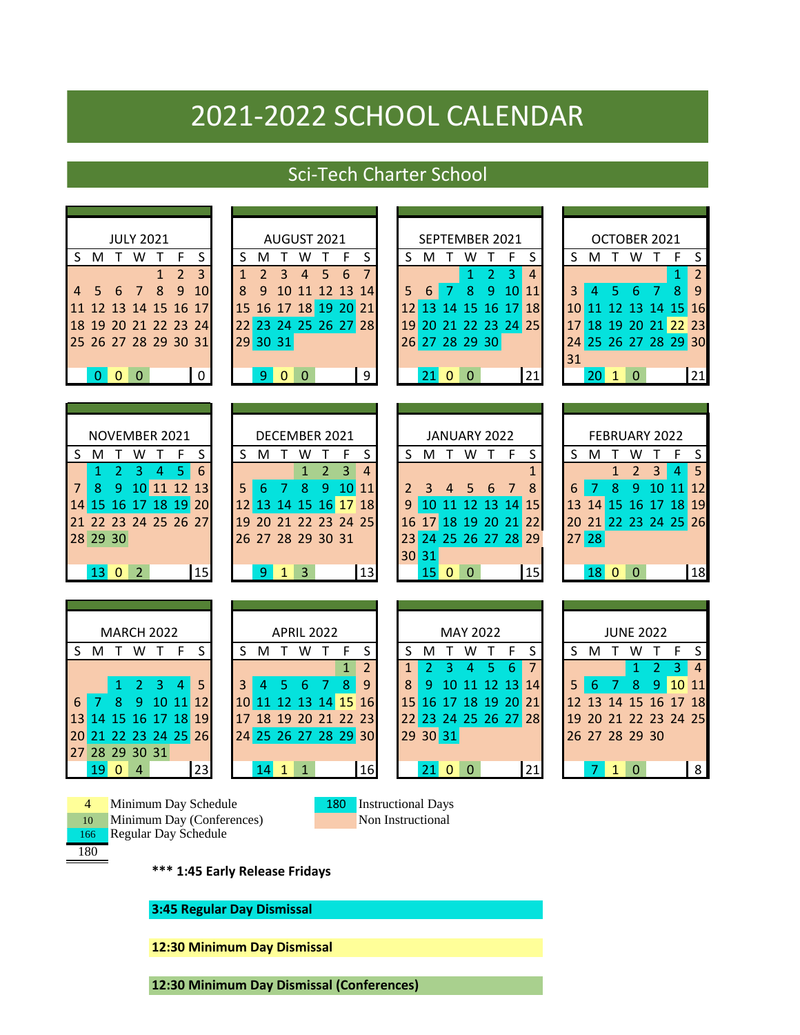# 2021-2022 SCHOOL CALENDAR

## Sci-Tech Charter School

### JULY 2021

| S | M | T | W | T | F | S |
|---|---|---|---|---|---|---|
| | | | | 1 | 2 | 3 |
| 4 | 5 | 6 | 7 | 8 | 9 | 10 |
| 11 | 12 | 13 | 14 | 15 | 16 | 17 |
| 18 | 19 | 20 | 21 | 22 | 23 | 24 |
| 25 | 26 | 27 | 28 | 29 | 30 | 31 |
| | 0 | 0 | 0 | | | 0 |

### AUGUST 2021

| S | M | T | W | T | F | S |
|---|---|---|---|---|---|---|
| 1 | 2 | 3 | 4 | 5 | 6 | 7 |
| 8 | 9 | 10 | 11 | 12 | 13 | 14 |
| 15 | 16 | 17 | 18 | 19 | 20 | 21 |
| 22 | 23 | 24 | 25 | 26 | 27 | 28 |
| 29 | 30 | 31 | | | | |
| | 9 | 0 | 0 | | | 9 |

### SEPTEMBER 2021

| S | M | T | W | T | F | S |
|---|---|---|---|---|---|---|
| | | | 1 | 2 | 3 | 4 |
| 5 | 6 | 7 | 8 | 9 | 10 | 11 |
| 12 | 13 | 14 | 15 | 16 | 17 | 18 |
| 19 | 20 | 21 | 22 | 23 | 24 | 25 |
| 26 | 27 | 28 | 29 | 30 | | |
| | 21 | 0 | 0 | | | 21 |

### OCTOBER 2021

| S | M | T | W | T | F | S |
|---|---|---|---|---|---|---|
| | | | | | 1 | 2 |
| 3 | 4 | 5 | 6 | 7 | 8 | 9 |
| 10 | 11 | 12 | 13 | 14 | 15 | 16 |
| 17 | 18 | 19 | 20 | 21 | 22 | 23 |
| 24 | 25 | 26 | 27 | 28 | 29 | 30 |
| 31 | | | | | | |
| | 20 | 1 | 0 | | | 21 |

### NOVEMBER 2021

| S | M | T | W | T | F | S |
|---|---|---|---|---|---|---|
| | 1 | 2 | 3 | 4 | 5 | 6 |
| 7 | 8 | 9 | 10 | 11 | 12 | 13 |
| 14 | 15 | 16 | 17 | 18 | 19 | 20 |
| 21 | 22 | 23 | 24 | 25 | 26 | 27 |
| 28 | 29 | 30 | | | | |
| | 13 | 0 | 2 | | | 15 |

### DECEMBER 2021

| S | M | T | W | T | F | S |
|---|---|---|---|---|---|---|
| | | | 1 | 2 | 3 | 4 |
| 5 | 6 | 7 | 8 | 9 | 10 | 11 |
| 12 | 13 | 14 | 15 | 16 | 17 | 18 |
| 19 | 20 | 21 | 22 | 23 | 24 | 25 |
| 26 | 27 | 28 | 29 | 30 | 31 | |
| | 9 | 1 | 3 | | | 13 |

### JANUARY 2022

| S | M | T | W | T | F | S |
|---|---|---|---|---|---|---|
| | | | | | | 1 |
| 2 | 3 | 4 | 5 | 6 | 7 | 8 |
| 9 | 10 | 11 | 12 | 13 | 14 | 15 |
| 16 | 17 | 18 | 19 | 20 | 21 | 22 |
| 23 | 24 | 25 | 26 | 27 | 28 | 29 |
| 30 | 31 | | | | | |
| | 15 | 0 | 0 | | | 15 |

### FEBRUARY 2022

| S | M | T | W | T | F | S |
|---|---|---|---|---|---|---|
| | | 1 | 2 | 3 | 4 | 5 |
| 6 | 7 | 8 | 9 | 10 | 11 | 12 |
| 13 | 14 | 15 | 16 | 17 | 18 | 19 |
| 20 | 21 | 22 | 23 | 24 | 25 | 26 |
| 27 | 28 | | | | | |
| | 18 | 0 | 0 | | | 18 |

### MARCH 2022

| S | M | T | W | T | F | S |
|---|---|---|---|---|---|---|
| | | 1 | 2 | 3 | 4 | 5 |
| 6 | 7 | 8 | 9 | 10 | 11 | 12 |
| 13 | 14 | 15 | 16 | 17 | 18 | 19 |
| 20 | 21 | 22 | 23 | 24 | 25 | 26 |
| 27 | 28 | 29 | 30 | 31 | | |
| | 19 | 0 | 4 | | | 23 |

### APRIL 2022

| S | M | T | W | T | F | S |
|---|---|---|---|---|---|---|
| | | | | | 1 | 2 |
| 3 | 4 | 5 | 6 | 7 | 8 | 9 |
| 10 | 11 | 12 | 13 | 14 | 15 | 16 |
| 17 | 18 | 19 | 20 | 21 | 22 | 23 |
| 24 | 25 | 26 | 27 | 28 | 29 | 30 |
| | 14 | 1 | 1 | | | 16 |

### MAY 2022

| S | M | T | W | T | F | S |
|---|---|---|---|---|---|---|
| 1 | 2 | 3 | 4 | 5 | 6 | 7 |
| 8 | 9 | 10 | 11 | 12 | 13 | 14 |
| 15 | 16 | 17 | 18 | 19 | 20 | 21 |
| 22 | 23 | 24 | 25 | 26 | 27 | 28 |
| 29 | 30 | 31 | | | | |
| | 21 | 0 | 0 | | | 21 |

### JUNE 2022

| S | M | T | W | T | F | S |
|---|---|---|---|---|---|---|
| | | | 1 | 2 | 3 | 4 |
| 5 | 6 | 7 | 8 | 9 | 10 | 11 |
| 12 | 13 | 14 | 15 | 16 | 17 | 18 |
| 19 | 20 | 21 | 22 | 23 | 24 | 25 |
| 26 | 27 | 28 | 29 | 30 | | |
| | 7 | 1 | 0 | | | 8 |

| Count | Legend |
|---|---|
| 4 | Minimum Day Schedule |
| 10 | Minimum Day (Conferences) |
| 166 | Regular Day Schedule |
| 180 | |

| Count | Legend |
|---|---|
| 180 | Instructional Days |
| | Non Instructional |

**\*\*\* 1:45 Early Release Fridays**

**3:45 Regular Day Dismissal**

**12:30 Minimum Day Dismissal**

**12:30 Minimum Day Dismissal (Conferences)**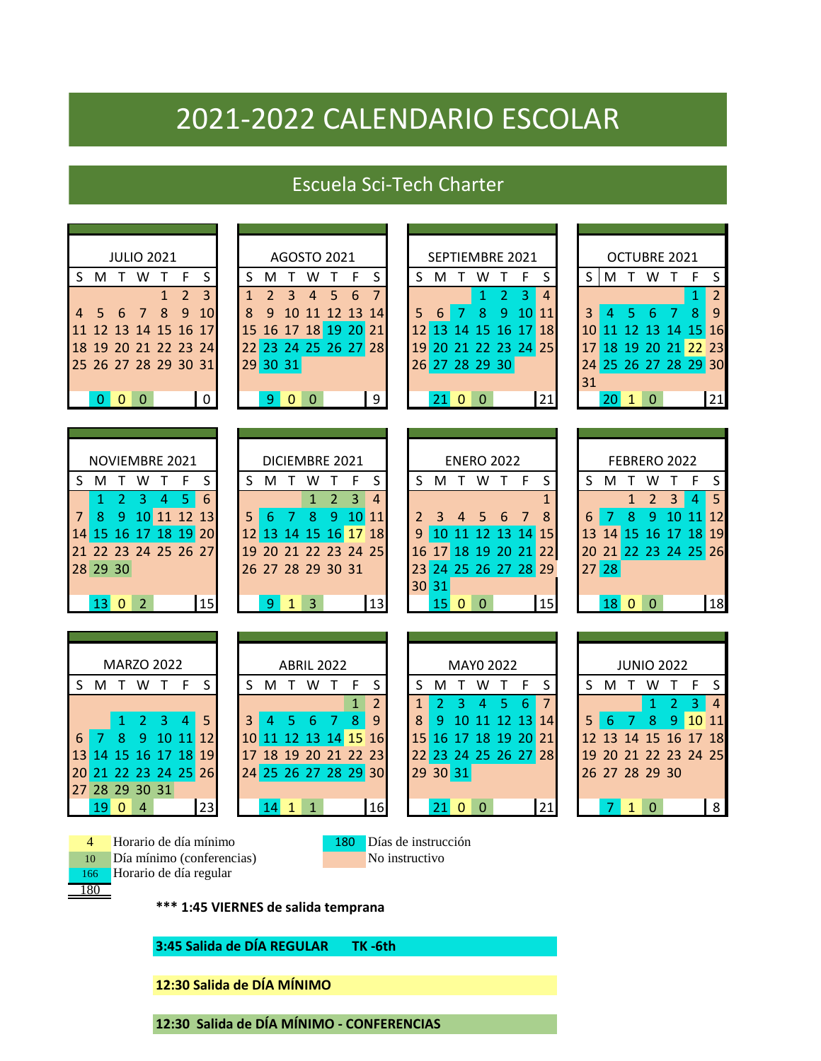# 2021-2022 CALENDARIO ESCOLAR

## Escuela Sci-Tech Charter

### JULIO 2021

| S | M | T | W | T | F | S |
|---|---|---|---|---|---|---|
| | | | | 1 | 2 | 3 |
| 4 | 5 | 6 | 7 | 8 | 9 | 10 |
| 11 | 12 | 13 | 14 | 15 | 16 | 17 |
| 18 | 19 | 20 | 21 | 22 | 23 | 24 |
| 25 | 26 | 27 | 28 | 29 | 30 | 31 |
| | 0 | 0 | 0 | | | 0 |

### AGOSTO 2021

| S | M | T | W | T | F | S |
|---|---|---|---|---|---|---|
| 1 | 2 | 3 | 4 | 5 | 6 | 7 |
| 8 | 9 | 10 | 11 | 12 | 13 | 14 |
| 15 | 16 | 17 | 18 | 19 | 20 | 21 |
| 22 | 23 | 24 | 25 | 26 | 27 | 28 |
| 29 | 30 | 31 | | | | |
| | 9 | 0 | 0 | | | 9 |

### SEPTIEMBRE 2021

| S | M | T | W | T | F | S |
|---|---|---|---|---|---|---|
| | | | 1 | 2 | 3 | 4 |
| 5 | 6 | 7 | 8 | 9 | 10 | 11 |
| 12 | 13 | 14 | 15 | 16 | 17 | 18 |
| 19 | 20 | 21 | 22 | 23 | 24 | 25 |
| 26 | 27 | 28 | 29 | 30 | | |
| | 21 | 0 | 0 | | | 21 |

### OCTUBRE 2021

| S | M | T | W | T | F | S |
|---|---|---|---|---|---|---|
| | | | | | 1 | 2 |
| 3 | 4 | 5 | 6 | 7 | 8 | 9 |
| 10 | 11 | 12 | 13 | 14 | 15 | 16 |
| 17 | 18 | 19 | 20 | 21 | 22 | 23 |
| 24 | 25 | 26 | 27 | 28 | 29 | 30 |
| 31 | | | | | | |
| | 20 | 1 | 0 | | | 21 |

### NOVIEMBRE 2021

| S | M | T | W | T | F | S |
|---|---|---|---|---|---|---|
| | 1 | 2 | 3 | 4 | 5 | 6 |
| 7 | 8 | 9 | 10 | 11 | 12 | 13 |
| 14 | 15 | 16 | 17 | 18 | 19 | 20 |
| 21 | 22 | 23 | 24 | 25 | 26 | 27 |
| 28 | 29 | 30 | | | | |
| | 13 | 0 | 2 | | | 15 |

### DICIEMBRE 2021

| S | M | T | W | T | F | S |
|---|---|---|---|---|---|---|
| | | | 1 | 2 | 3 | 4 |
| 5 | 6 | 7 | 8 | 9 | 10 | 11 |
| 12 | 13 | 14 | 15 | 16 | 17 | 18 |
| 19 | 20 | 21 | 22 | 23 | 24 | 25 |
| 26 | 27 | 28 | 29 | 30 | 31 | |
| | 9 | 1 | 3 | | | 13 |

### ENERO 2022

| S | M | T | W | T | F | S |
|---|---|---|---|---|---|---|
| | | | | | | 1 |
| 2 | 3 | 4 | 5 | 6 | 7 | 8 |
| 9 | 10 | 11 | 12 | 13 | 14 | 15 |
| 16 | 17 | 18 | 19 | 20 | 21 | 22 |
| 23 | 24 | 25 | 26 | 27 | 28 | 29 |
| 30 | 31 | | | | | |
| | 15 | 0 | 0 | | | 15 |

### FEBRERO 2022

| S | M | T | W | T | F | S |
|---|---|---|---|---|---|---|
| | | 1 | 2 | 3 | 4 | 5 |
| 6 | 7 | 8 | 9 | 10 | 11 | 12 |
| 13 | 14 | 15 | 16 | 17 | 18 | 19 |
| 20 | 21 | 22 | 23 | 24 | 25 | 26 |
| 27 | 28 | | | | | |
| | 18 | 0 | 0 | | | 18 |

### MARZO 2022

| S | M | T | W | T | F | S |
|---|---|---|---|---|---|---|
| | | 1 | 2 | 3 | 4 | 5 |
| 6 | 7 | 8 | 9 | 10 | 11 | 12 |
| 13 | 14 | 15 | 16 | 17 | 18 | 19 |
| 20 | 21 | 22 | 23 | 24 | 25 | 26 |
| 27 | 28 | 29 | 30 | 31 | | |
| | 19 | 0 | 4 | | | 23 |

### ABRIL 2022

| S | M | T | W | T | F | S |
|---|---|---|---|---|---|---|
| | | | | | 1 | 2 |
| 3 | 4 | 5 | 6 | 7 | 8 | 9 |
| 10 | 11 | 12 | 13 | 14 | 15 | 16 |
| 17 | 18 | 19 | 20 | 21 | 22 | 23 |
| 24 | 25 | 26 | 27 | 28 | 29 | 30 |
| | 14 | 1 | 1 | | | 16 |

### MAY0 2022

| S | M | T | W | T | F | S |
|---|---|---|---|---|---|---|
| 1 | 2 | 3 | 4 | 5 | 6 | 7 |
| 8 | 9 | 10 | 11 | 12 | 13 | 14 |
| 15 | 16 | 17 | 18 | 19 | 20 | 21 |
| 22 | 23 | 24 | 25 | 26 | 27 | 28 |
| 29 | 30 | 31 | | | | |
| | 21 | 0 | 0 | | | 21 |

### JUNIO 2022

| S | M | T | W | T | F | S |
|---|---|---|---|---|---|---|
| | | | 1 | 2 | 3 | 4 |
| 5 | 6 | 7 | 8 | 9 | 10 | 11 |
| 12 | 13 | 14 | 15 | 16 | 17 | 18 |
| 19 | 20 | 21 | 22 | 23 | 24 | 25 |
| 26 | 27 | 28 | 29 | 30 | | |
| | 7 | 1 | 0 | | | 8 |

| | |
|---|---|
| 4 | Horario de día mínimo |
| 10 | Día mínimo (conferencias) |
| 166 | Horario de día regular |
| 180 | |

| | |
|---|---|
| 180 | Días de instrucción |
| | No instructivo |

**\*\*\* 1:45 VIERNES de salida temprana**

**3:45 Salida de DÍA REGULAR TK -6th**

**12:30 Salida de DÍA MÍNIMO**

**12:30 Salida de DÍA MÍNIMO - CONFERENCIAS**